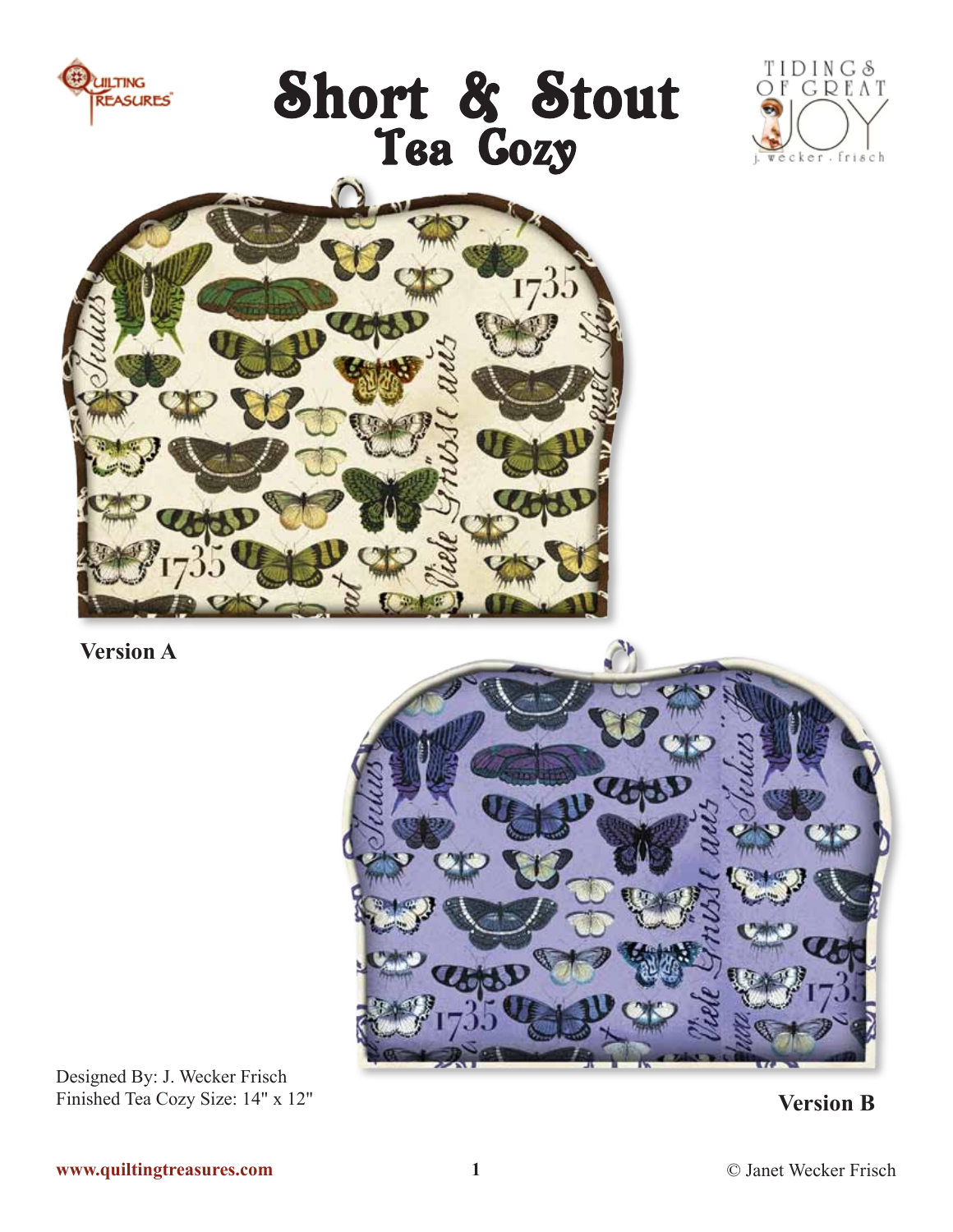# Short & Stout
## Tea Cozy

**Version A**

**Version B**

Designed By: J. Wecker Frisch
Finished Tea Cozy Size: 14" x 12"

www.quiltingtreasures.com

© Janet Wecker Frisch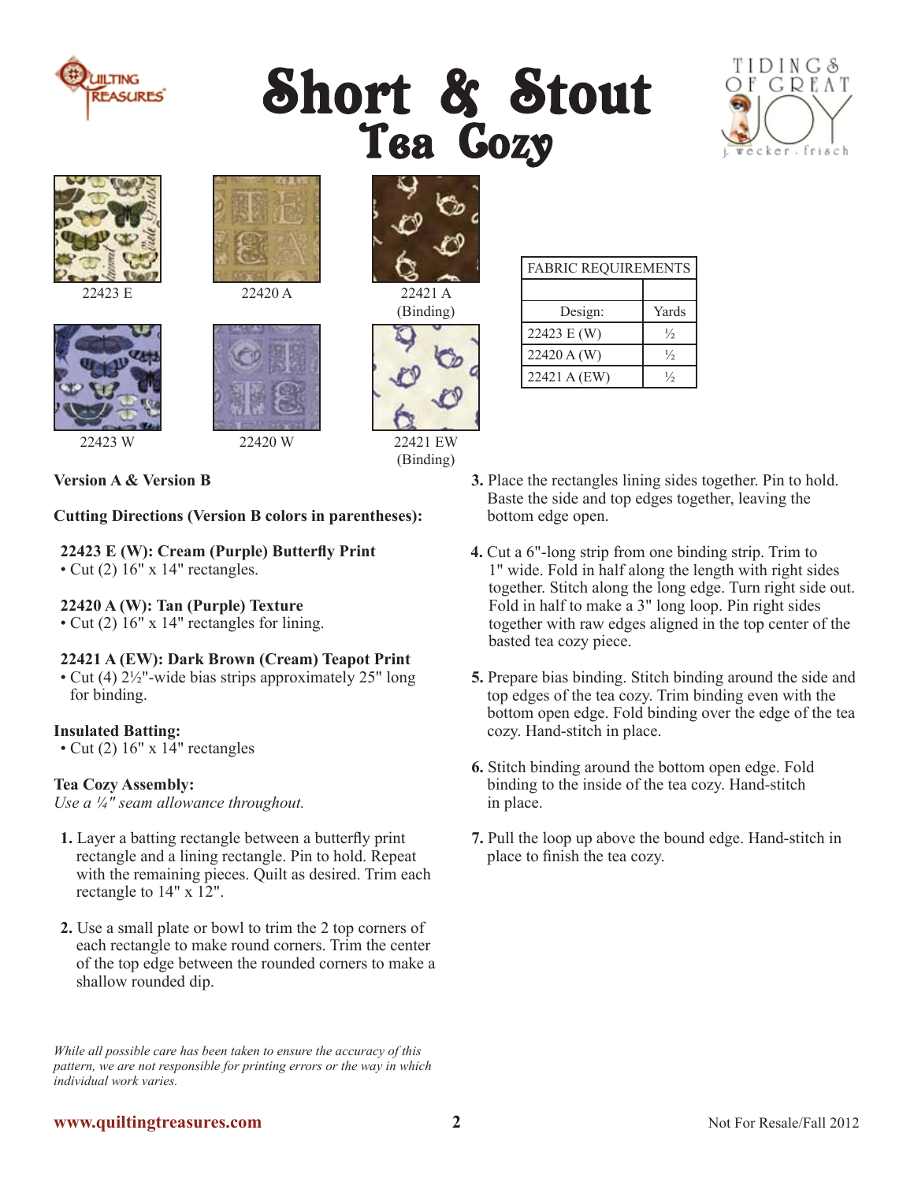# Short & Stout Tea Cozy

22423 E

22420 A

22421 A (Binding)

22423 W

22420 W

22421 EW (Binding)

| FABRIC REQUIREMENTS | |
|---|---|
| | |
| Design: | Yards |
| 22423 E (W) | ½ |
| 22420 A (W) | ½ |
| 22421 A (EW) | ½ |

**Version A & Version B**

**Cutting Directions (Version B colors in parentheses):**

**22423 E (W): Cream (Purple) Butterfly Print**
- Cut (2) 16" x 14" rectangles.

**22420 A (W): Tan (Purple) Texture**
- Cut (2) 16" x 14" rectangles for lining.

**22421 A (EW): Dark Brown (Cream) Teapot Print**
- Cut (4) 2½"-wide bias strips approximately 25" long for binding.

**Insulated Batting:**
- Cut (2) 16" x 14" rectangles

**Tea Cozy Assembly:**
*Use a ¼" seam allowance throughout.*

1. Layer a batting rectangle between a butterfly print rectangle and a lining rectangle. Pin to hold. Repeat with the remaining pieces. Quilt as desired. Trim each rectangle to 14" x 12".

2. Use a small plate or bowl to trim the 2 top corners of each rectangle to make round corners. Trim the center of the top edge between the rounded corners to make a shallow rounded dip.

3. Place the rectangles lining sides together. Pin to hold. Baste the side and top edges together, leaving the bottom edge open.

4. Cut a 6"-long strip from one binding strip. Trim to 1" wide. Fold in half along the length with right sides together. Stitch along the long edge. Turn right side out. Fold in half to make a 3" long loop. Pin right sides together with raw edges aligned in the top center of the basted tea cozy piece.

5. Prepare bias binding. Stitch binding around the side and top edges of the tea cozy. Trim binding even with the bottom open edge. Fold binding over the edge of the tea cozy. Hand-stitch in place.

6. Stitch binding around the bottom open edge. Fold binding to the inside of the tea cozy. Hand-stitch in place.

7. Pull the loop up above the bound edge. Hand-stitch in place to finish the tea cozy.

*While all possible care has been taken to ensure the accuracy of this pattern, we are not responsible for printing errors or the way in which individual work varies.*

www.quiltingtreasures.com

Not For Resale/Fall 2012